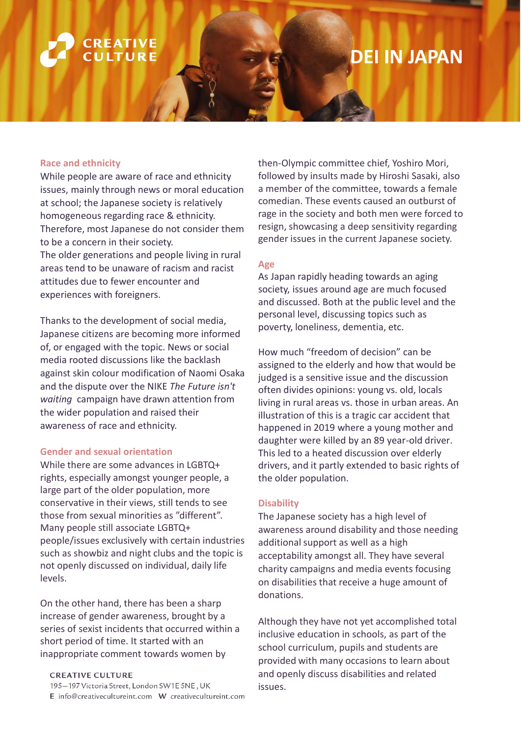# DEI IN JAPAN

### Race and ethnicity

While people are aware of race and ethnicity issues, mainly through news or moral education at school; the Japanese society is relatively homogeneous regarding race & ethnicity. Therefore, most Japanese do not consider them to be a concern in their society.
The older generations and people living in rural areas tend to be unaware of racism and racist attitudes due to fewer encounter and experiences with foreigners.

Thanks to the development of social media, Japanese citizens are becoming more informed of, or engaged with the topic. News or social media rooted discussions like the backlash against skin colour modification of Naomi Osaka and the dispute over the NIKE *The Future isn't waiting* campaign have drawn attention from the wider population and raised their awareness of race and ethnicity.

### Gender and sexual orientation

While there are some advances in LGBTQ+ rights, especially amongst younger people, a large part of the older population, more conservative in their views, still tends to see those from sexual minorities as "different". Many people still associate LGBTQ+ people/issues exclusively with certain industries such as showbiz and night clubs and the topic is not openly discussed on individual, daily life levels.

On the other hand, there has been a sharp increase of gender awareness, brought by a series of sexist incidents that occurred within a short period of time. It started with an inappropriate comment towards women by then-Olympic committee chief, Yoshiro Mori, followed by insults made by Hiroshi Sasaki, also a member of the committee, towards a female comedian. These events caused an outburst of rage in the society and both men were forced to resign, showcasing a deep sensitivity regarding gender issues in the current Japanese society.

### Age

As Japan rapidly heading towards an aging society, issues around age are much focused and discussed. Both at the public level and the personal level, discussing topics such as poverty, loneliness, dementia, etc.

How much "freedom of decision" can be assigned to the elderly and how that would be judged is a sensitive issue and the discussion often divides opinions: young vs. old, locals living in rural areas vs. those in urban areas. An illustration of this is a tragic car accident that happened in 2019 where a young mother and daughter were killed by an 89 year-old driver. This led to a heated discussion over elderly drivers, and it partly extended to basic rights of the older population.

### Disability

The Japanese society has a high level of awareness around disability and those needing additional support as well as a high acceptability amongst all. They have several charity campaigns and media events focusing on disabilities that receive a huge amount of donations.

Although they have not yet accomplished total inclusive education in schools, as part of the school curriculum, pupils and students are provided with many occasions to learn about and openly discuss disabilities and related issues.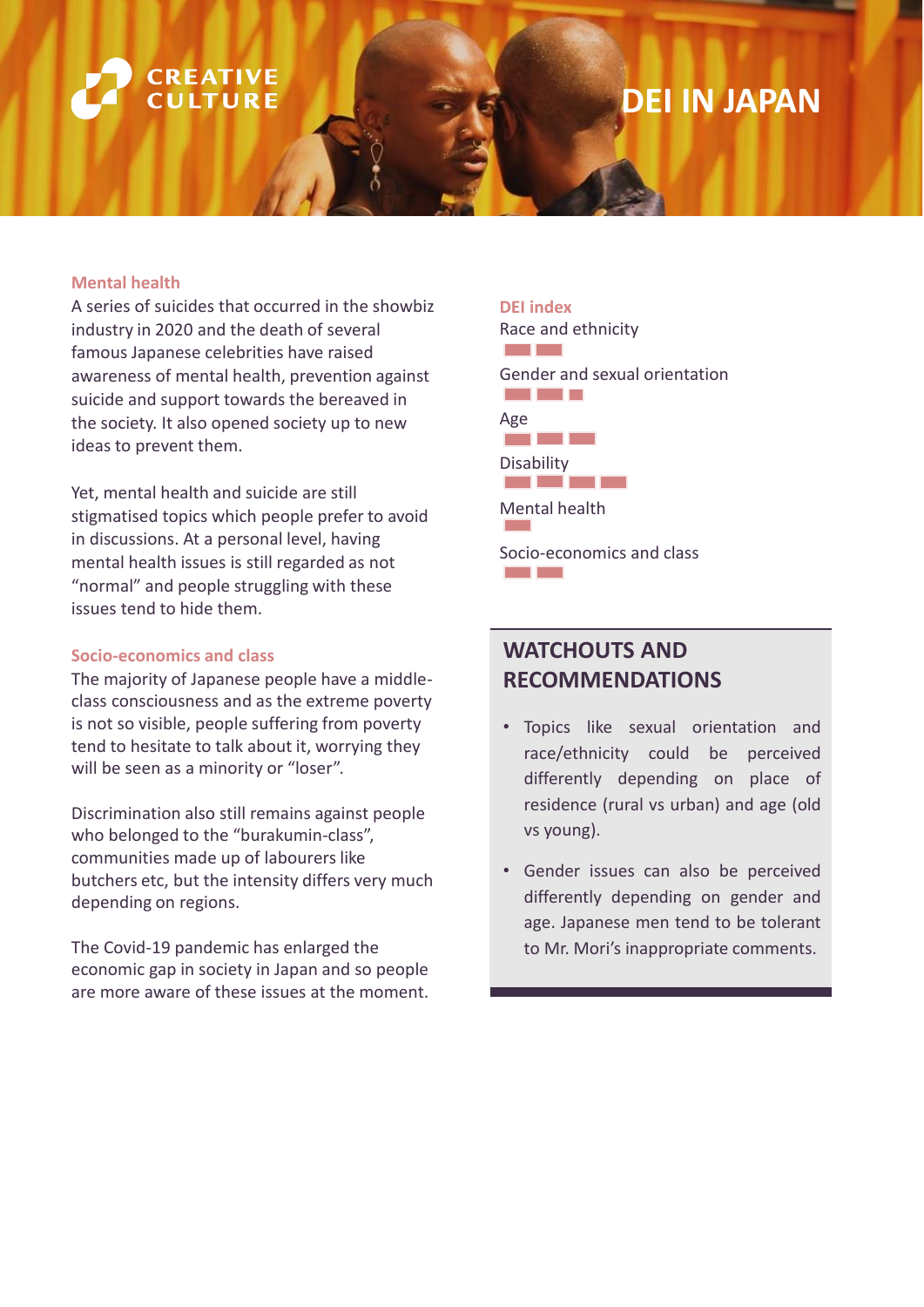# DEI IN JAPAN

### Mental health

A series of suicides that occurred in the showbiz industry in 2020 and the death of several famous Japanese celebrities have raised awareness of mental health, prevention against suicide and support towards the bereaved in the society. It also opened society up to new ideas to prevent them.

Yet, mental health and suicide are still stigmatised topics which people prefer to avoid in discussions. At a personal level, having mental health issues is still regarded as not "normal" and people struggling with these issues tend to hide them.

### Socio-economics and class

The majority of Japanese people have a middle-class consciousness and as the extreme poverty is not so visible, people suffering from poverty tend to hesitate to talk about it, worrying they will be seen as a minority or "loser".

Discrimination also still remains against people who belonged to the "burakumin-class", communities made up of labourers like butchers etc, but the intensity differs very much depending on regions.

The Covid-19 pandemic has enlarged the economic gap in society in Japan and so people are more aware of these issues at the moment.

### DEI index

Race and ethnicity

Gender and sexual orientation

Age

Disability

Mental health

Socio-economics and class

## WATCHOUTS AND RECOMMENDATIONS

- Topics like sexual orientation and race/ethnicity could be perceived differently depending on place of residence (rural vs urban) and age (old vs young).
- Gender issues can also be perceived differently depending on gender and age. Japanese men tend to be tolerant to Mr. Mori's inappropriate comments.